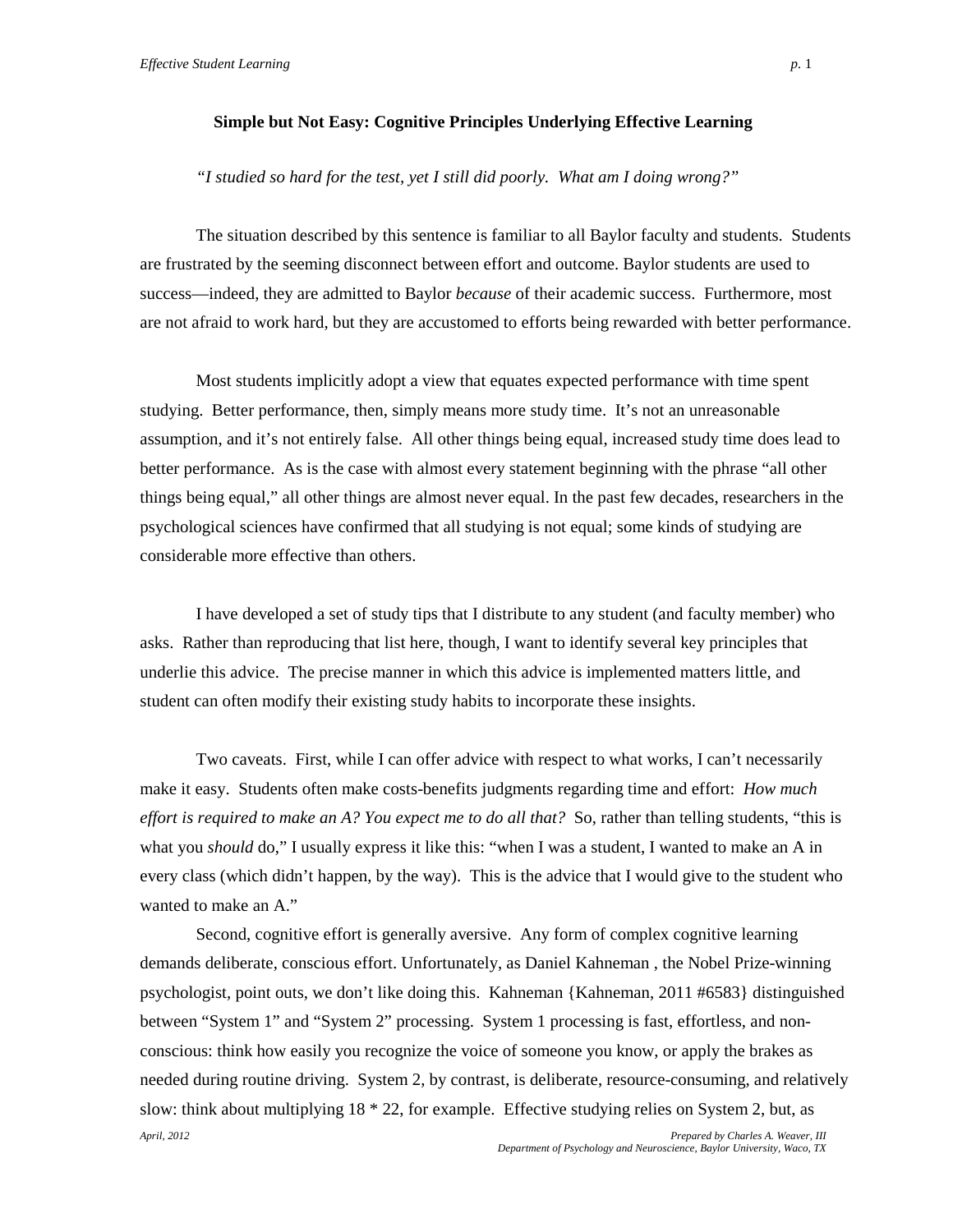**Simple but Not Easy: Cognitive Principles Underlying Effective Learning**

*"I studied so hard for the test, yet I still did poorly. What am I doing wrong?"*

The situation described by this sentence is familiar to all Baylor faculty and students. Students are frustrated by the seeming disconnect between effort and outcome. Baylor students are used to success—indeed, they are admitted to Baylor *because* of their academic success. Furthermore, most are not afraid to work hard, but they are accustomed to efforts being rewarded with better performance.

Most students implicitly adopt a view that equates expected performance with time spent studying. Better performance, then, simply means more study time. It's not an unreasonable assumption, and it's not entirely false. All other things being equal, increased study time does lead to better performance. As is the case with almost every statement beginning with the phrase "all other things being equal," all other things are almost never equal. In the past few decades, researchers in the psychological sciences have confirmed that all studying is not equal; some kinds of studying are considerable more effective than others.

I have developed a set of study tips that I distribute to any student (and faculty member) who asks. Rather than reproducing that list here, though, I want to identify several key principles that underlie this advice. The precise manner in which this advice is implemented matters little, and student can often modify their existing study habits to incorporate these insights.

Two caveats. First, while I can offer advice with respect to what works, I can't necessarily make it easy. Students often make costs-benefits judgments regarding time and effort: *How much effort is required to make an A? You expect me to do all that?* So, rather than telling students, "this is what you *should* do," I usually express it like this: "when I was a student, I wanted to make an A in every class (which didn't happen, by the way). This is the advice that I would give to the student who wanted to make an A."

Second, cognitive effort is generally aversive. Any form of complex cognitive learning demands deliberate, conscious effort. Unfortunately, as Daniel Kahneman , the Nobel Prize-winning psychologist, point outs, we don't like doing this. Kahneman {Kahneman, 2011 #6583} distinguished between "System 1" and "System 2" processing. System 1 processing is fast, effortless, and non-conscious: think how easily you recognize the voice of someone you know, or apply the brakes as needed during routine driving. System 2, by contrast, is deliberate, resource-consuming, and relatively slow: think about multiplying 18 * 22, for example. Effective studying relies on System 2, but, as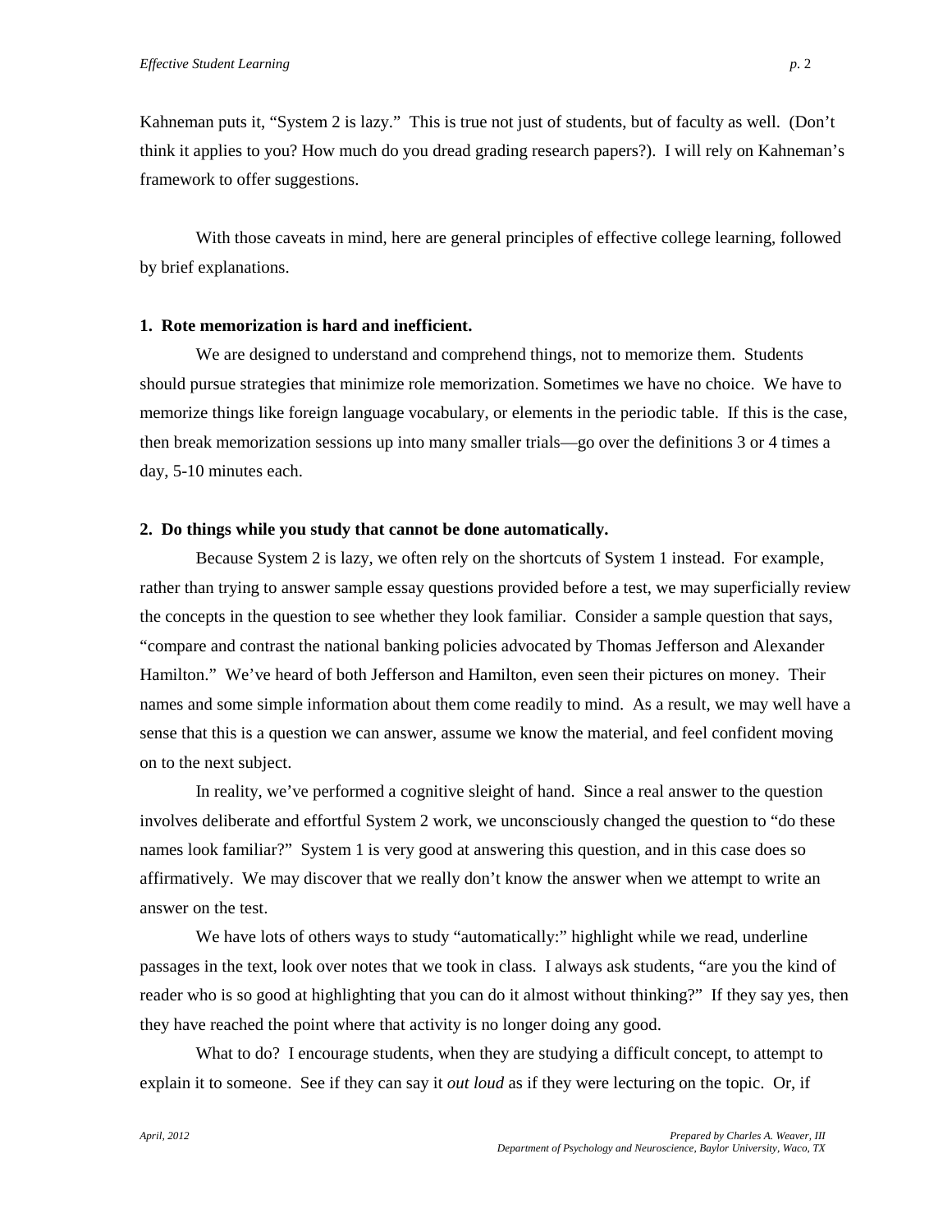Kahneman puts it, "System 2 is lazy." This is true not just of students, but of faculty as well. (Don't think it applies to you? How much do you dread grading research papers?). I will rely on Kahneman's framework to offer suggestions.

With those caveats in mind, here are general principles of effective college learning, followed by brief explanations.

**1. Rote memorization is hard and inefficient.**

We are designed to understand and comprehend things, not to memorize them. Students should pursue strategies that minimize role memorization. Sometimes we have no choice. We have to memorize things like foreign language vocabulary, or elements in the periodic table. If this is the case, then break memorization sessions up into many smaller trials—go over the definitions 3 or 4 times a day, 5-10 minutes each.

**2. Do things while you study that cannot be done automatically.**

Because System 2 is lazy, we often rely on the shortcuts of System 1 instead. For example, rather than trying to answer sample essay questions provided before a test, we may superficially review the concepts in the question to see whether they look familiar. Consider a sample question that says, "compare and contrast the national banking policies advocated by Thomas Jefferson and Alexander Hamilton." We've heard of both Jefferson and Hamilton, even seen their pictures on money. Their names and some simple information about them come readily to mind. As a result, we may well have a sense that this is a question we can answer, assume we know the material, and feel confident moving on to the next subject.

In reality, we've performed a cognitive sleight of hand. Since a real answer to the question involves deliberate and effortful System 2 work, we unconsciously changed the question to "do these names look familiar?" System 1 is very good at answering this question, and in this case does so affirmatively. We may discover that we really don't know the answer when we attempt to write an answer on the test.

We have lots of others ways to study "automatically:" highlight while we read, underline passages in the text, look over notes that we took in class. I always ask students, "are you the kind of reader who is so good at highlighting that you can do it almost without thinking?" If they say yes, then they have reached the point where that activity is no longer doing any good.

What to do? I encourage students, when they are studying a difficult concept, to attempt to explain it to someone. See if they can say it *out loud* as if they were lecturing on the topic. Or, if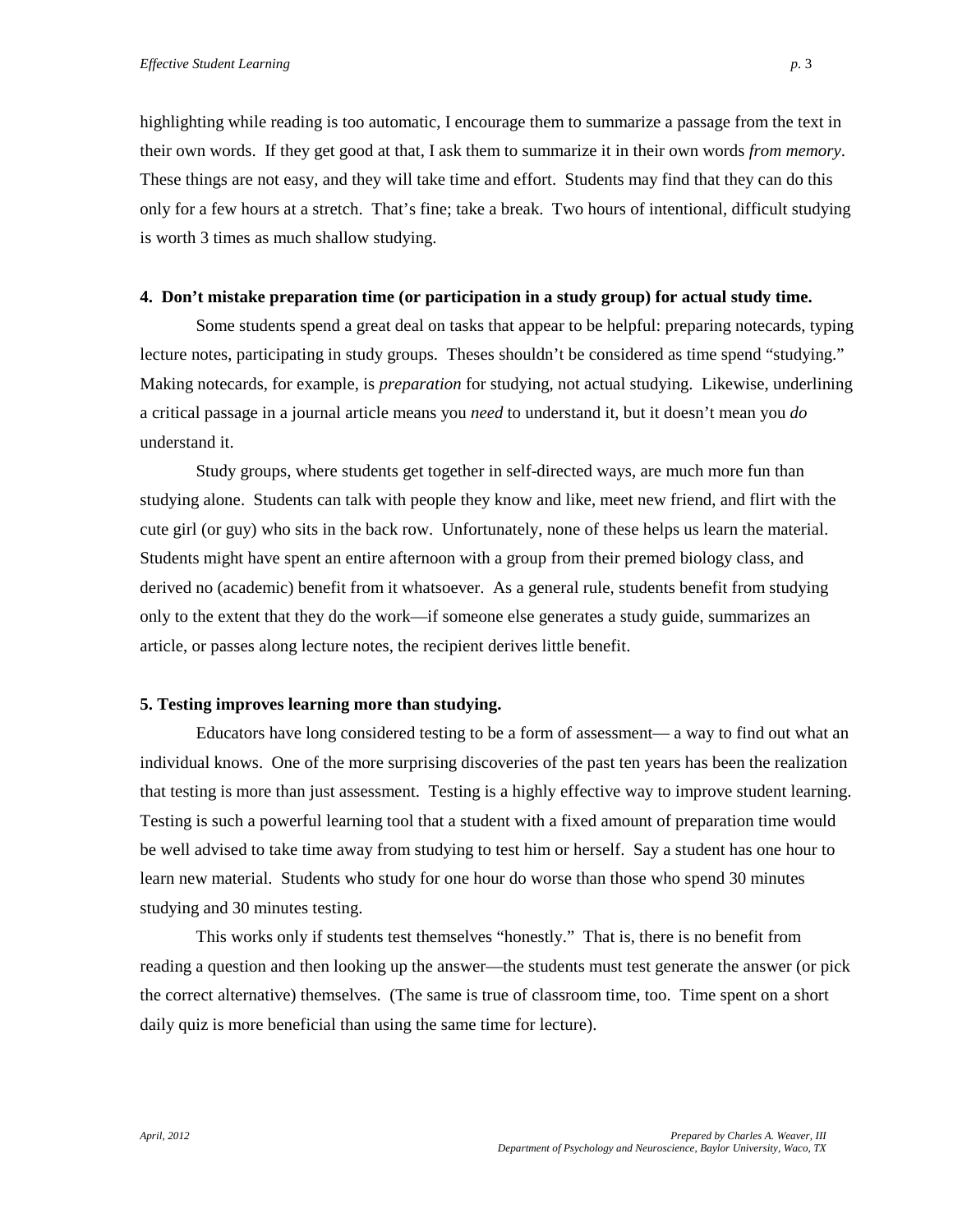highlighting while reading is too automatic, I encourage them to summarize a passage from the text in their own words. If they get good at that, I ask them to summarize it in their own words *from memory*. These things are not easy, and they will take time and effort. Students may find that they can do this only for a few hours at a stretch. That's fine; take a break. Two hours of intentional, difficult studying is worth 3 times as much shallow studying.

**4. Don't mistake preparation time (or participation in a study group) for actual study time.**

Some students spend a great deal on tasks that appear to be helpful: preparing notecards, typing lecture notes, participating in study groups. Theses shouldn't be considered as time spend "studying." Making notecards, for example, is *preparation* for studying, not actual studying. Likewise, underlining a critical passage in a journal article means you *need* to understand it, but it doesn't mean you *do* understand it.

Study groups, where students get together in self-directed ways, are much more fun than studying alone. Students can talk with people they know and like, meet new friend, and flirt with the cute girl (or guy) who sits in the back row. Unfortunately, none of these helps us learn the material. Students might have spent an entire afternoon with a group from their premed biology class, and derived no (academic) benefit from it whatsoever. As a general rule, students benefit from studying only to the extent that they do the work—if someone else generates a study guide, summarizes an article, or passes along lecture notes, the recipient derives little benefit.

**5. Testing improves learning more than studying.**

Educators have long considered testing to be a form of assessment— a way to find out what an individual knows. One of the more surprising discoveries of the past ten years has been the realization that testing is more than just assessment. Testing is a highly effective way to improve student learning. Testing is such a powerful learning tool that a student with a fixed amount of preparation time would be well advised to take time away from studying to test him or herself. Say a student has one hour to learn new material. Students who study for one hour do worse than those who spend 30 minutes studying and 30 minutes testing.

This works only if students test themselves "honestly." That is, there is no benefit from reading a question and then looking up the answer—the students must test generate the answer (or pick the correct alternative) themselves. (The same is true of classroom time, too. Time spent on a short daily quiz is more beneficial than using the same time for lecture).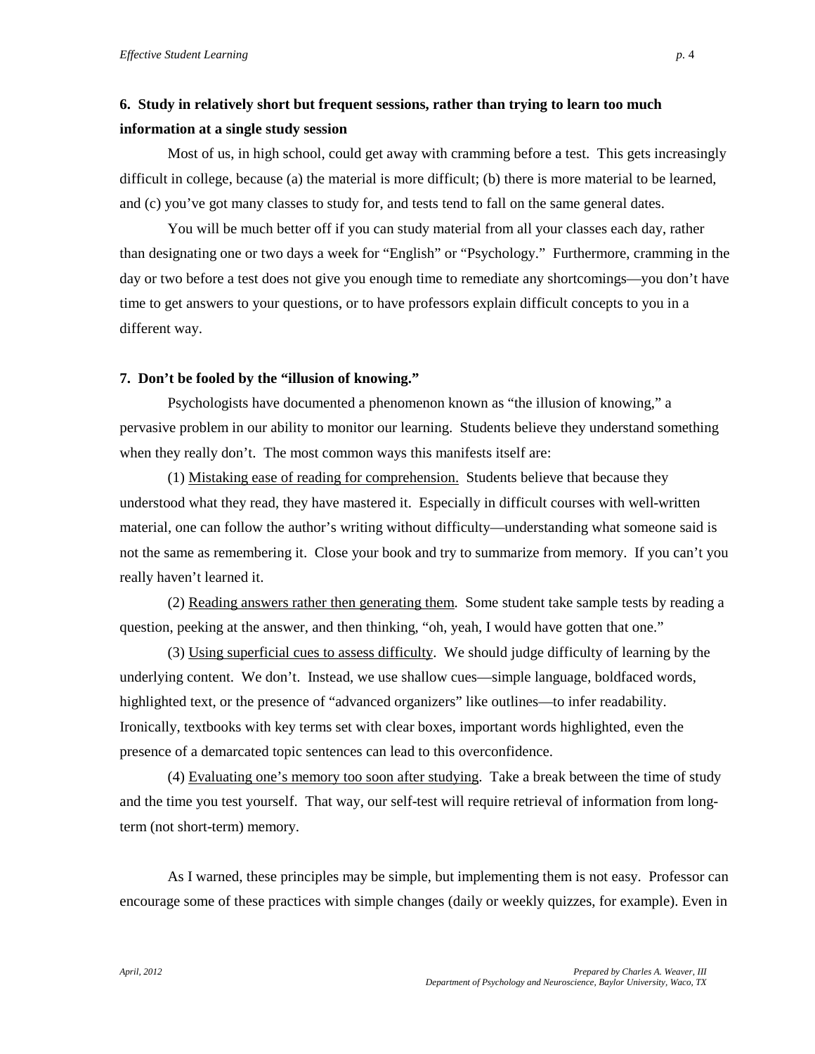**6. Study in relatively short but frequent sessions, rather than trying to learn too much information at a single study session**

Most of us, in high school, could get away with cramming before a test. This gets increasingly difficult in college, because (a) the material is more difficult; (b) there is more material to be learned, and (c) you've got many classes to study for, and tests tend to fall on the same general dates.

You will be much better off if you can study material from all your classes each day, rather than designating one or two days a week for "English" or "Psychology." Furthermore, cramming in the day or two before a test does not give you enough time to remediate any shortcomings—you don't have time to get answers to your questions, or to have professors explain difficult concepts to you in a different way.

**7. Don't be fooled by the "illusion of knowing."**

Psychologists have documented a phenomenon known as "the illusion of knowing," a pervasive problem in our ability to monitor our learning. Students believe they understand something when they really don't. The most common ways this manifests itself are:

(1) <u>Mistaking ease of reading for comprehension.</u> Students believe that because they understood what they read, they have mastered it. Especially in difficult courses with well-written material, one can follow the author's writing without difficulty—understanding what someone said is not the same as remembering it. Close your book and try to summarize from memory. If you can't you really haven't learned it.

(2) <u>Reading answers rather then generating them</u>. Some student take sample tests by reading a question, peeking at the answer, and then thinking, "oh, yeah, I would have gotten that one."

(3) <u>Using superficial cues to assess difficulty</u>. We should judge difficulty of learning by the underlying content. We don't. Instead, we use shallow cues—simple language, boldfaced words, highlighted text, or the presence of "advanced organizers" like outlines—to infer readability. Ironically, textbooks with key terms set with clear boxes, important words highlighted, even the presence of a demarcated topic sentences can lead to this overconfidence.

(4) <u>Evaluating one's memory too soon after studying</u>. Take a break between the time of study and the time you test yourself. That way, our self-test will require retrieval of information from long-term (not short-term) memory.

As I warned, these principles may be simple, but implementing them is not easy. Professor can encourage some of these practices with simple changes (daily or weekly quizzes, for example). Even in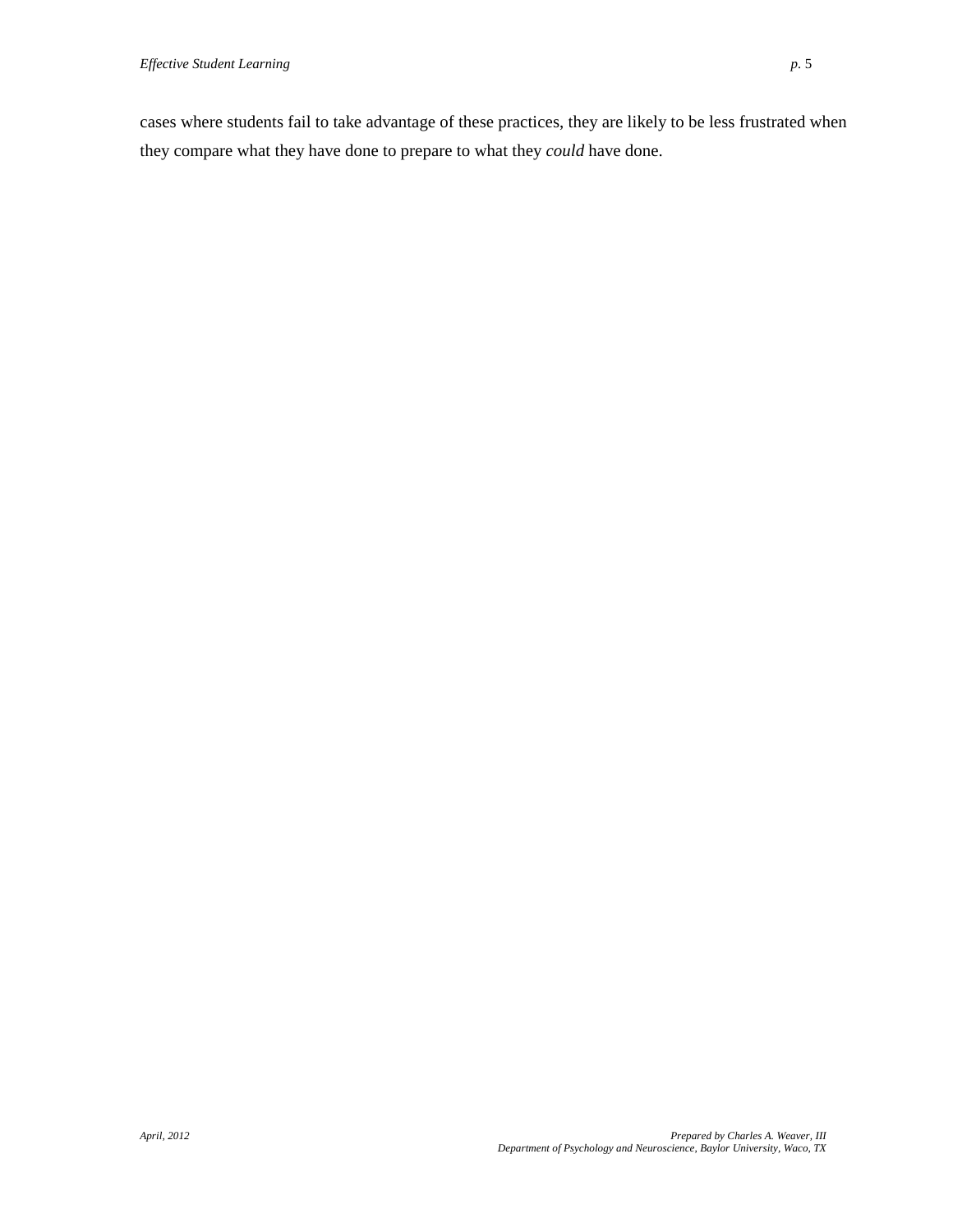cases where students fail to take advantage of these practices, they are likely to be less frustrated when they compare what they have done to prepare to what they *could* have done.